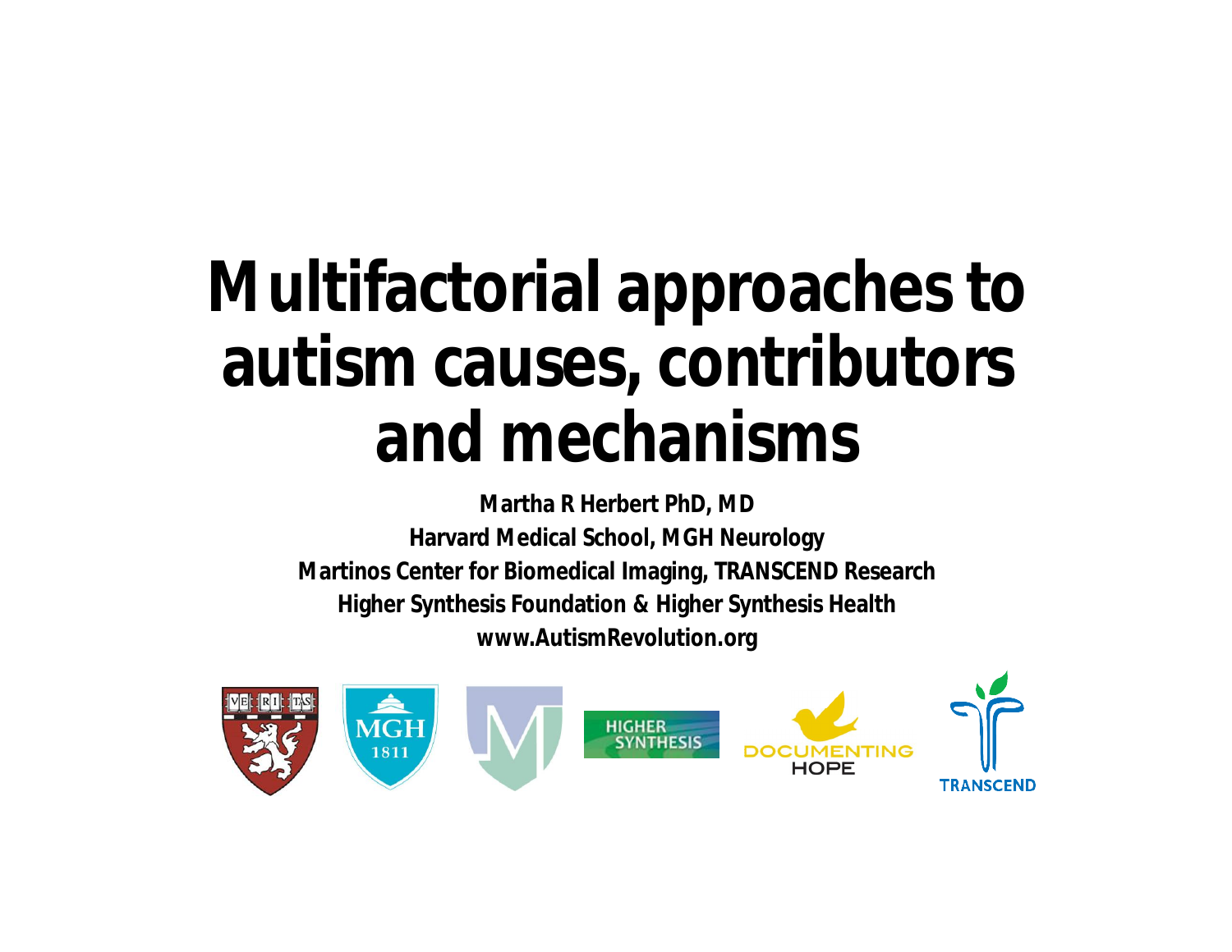# Multifactorial approaches to autism causes, contributors and mechanisms

**Martha R Herbert PhD, MD**

**Harvard Medical School, MGH Neurology**

**Martinos Center for Biomedical Imaging, TRANSCEND Research**

**Higher Synthesis Foundation & Higher Synthesis Health**

**www.AutismRevolution.org**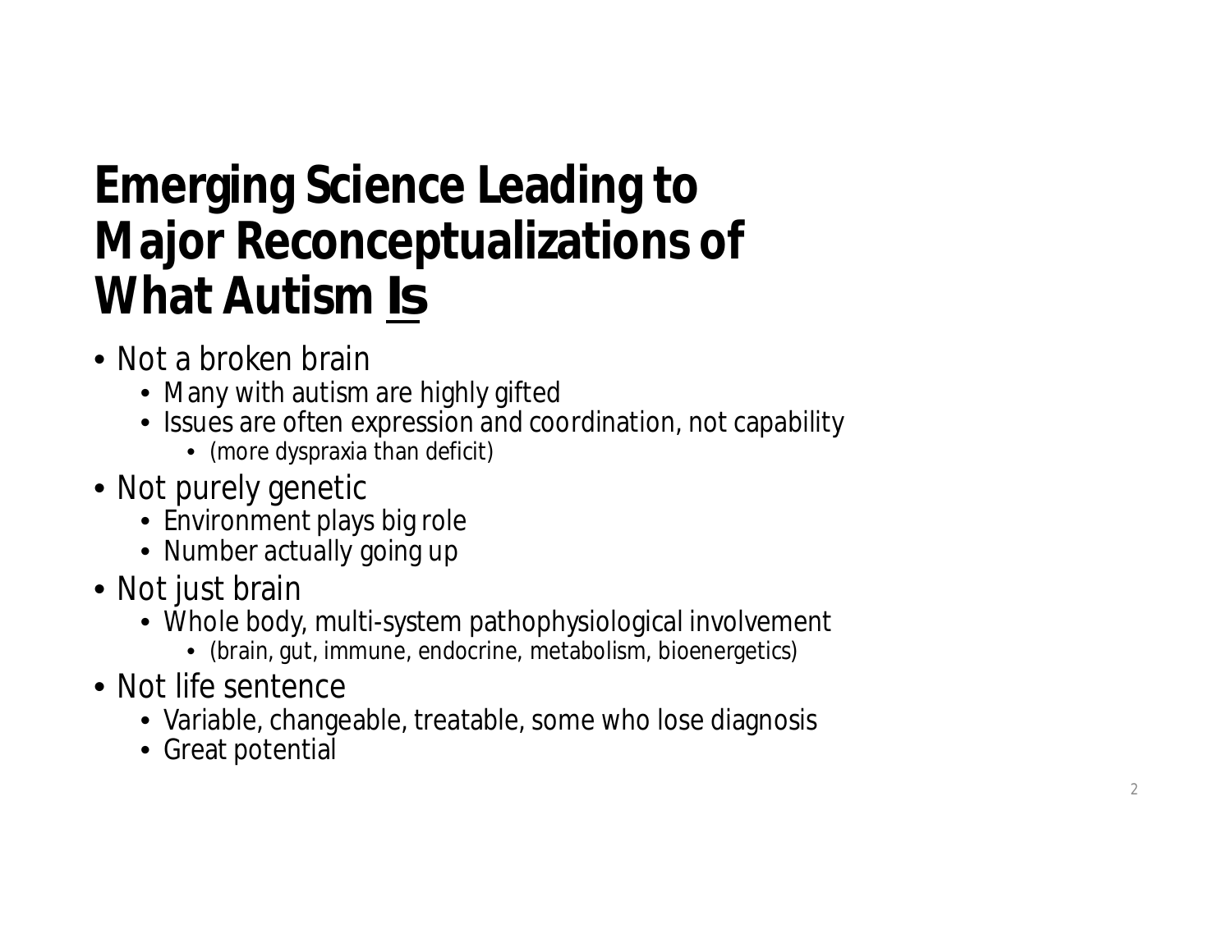# Emerging Science Leading to Major Reconceptualizations of What Autism <u>Is</u>

- Not a broken brain
  - Many with autism are highly gifted
  - Issues are often expression and coordination, not capability
    - (more dyspraxia than deficit)
- Not purely genetic
  - Environment plays big role
  - Number actually going up
- Not just brain
  - Whole body, multi-system pathophysiological involvement
    - (brain, gut, immune, endocrine, metabolism, bioenergetics)
- Not life sentence
  - Variable, changeable, treatable, some who lose diagnosis
  - Great potential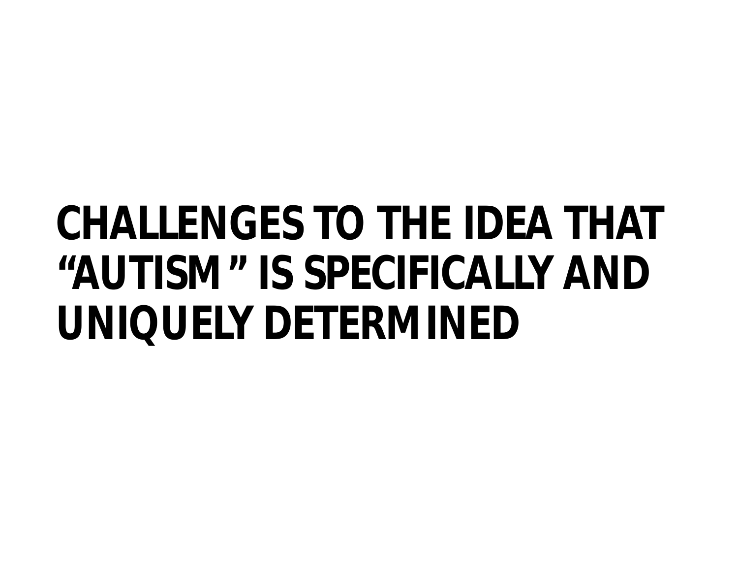# CHALLENGES TO THE IDEA THAT "AUTISM" IS SPECIFICALLY AND UNIQUELY DETERMINED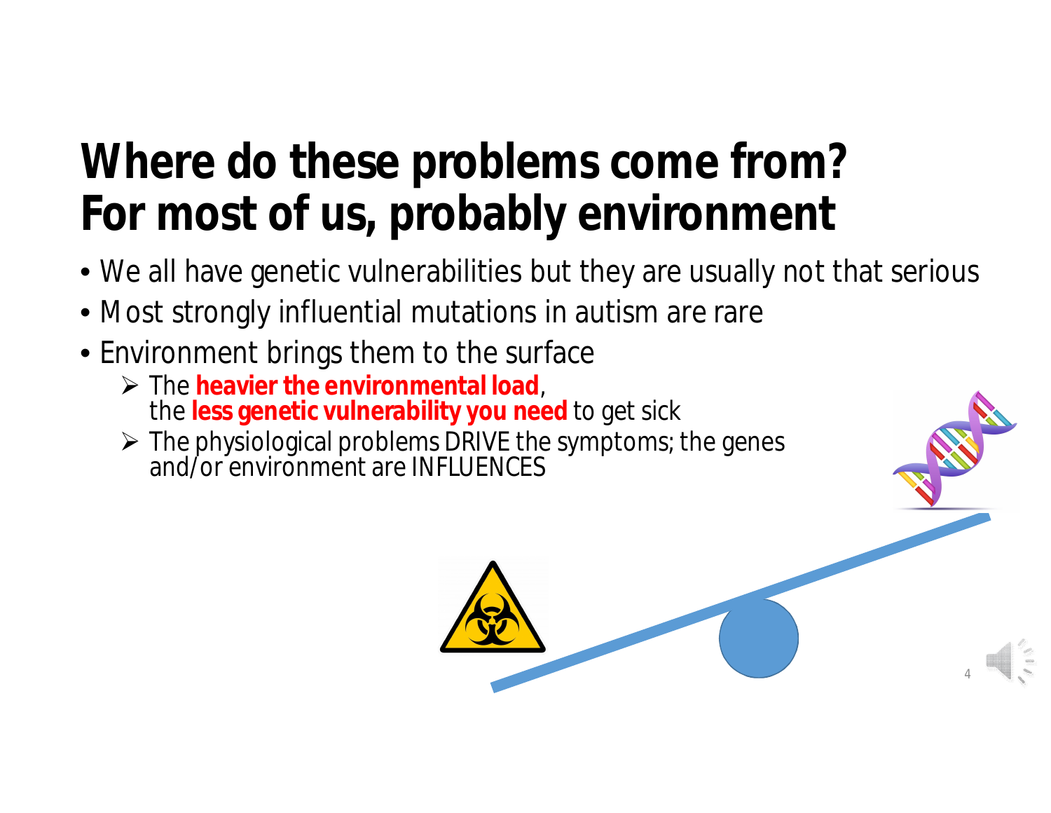# Where do these problems come from? For most of us, probably environment

- We all have genetic vulnerabilities but they are usually not that serious
- Most strongly influential mutations in autism are rare
- Environment brings them to the surface
  - The **heavier the environmental load**, the **less genetic vulnerability you need** to get sick
  - The physiological problems DRIVE the symptoms; the genes and/or environment are INFLUENCES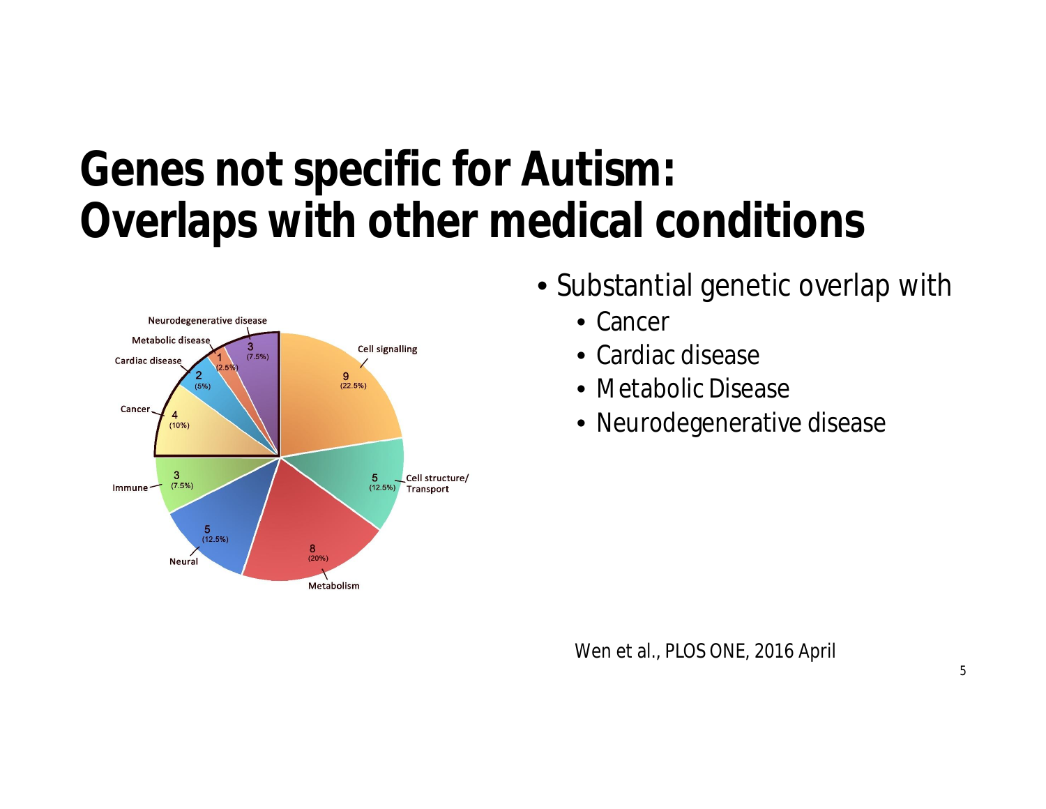# Genes not specific for Autism: Overlaps with other medical conditions

| Category | Count | Percentage |
| --- | --- | --- |
| Cell signalling | 9 | (22.5%) |
| Cell structure/ Transport | 5 | (12.5%) |
| Metabolism | 8 | (20%) |
| Neural | 5 | (12.5%) |
| Immune | 3 | (7.5%) |
| Cancer | 4 | (10%) |
| Cardiac disease | 2 | (5%) |
| Metabolic disease | 1 | (2.5%) |
| Neurodegenerative disease | 3 | (7.5%) |

- Substantial genetic overlap with
  - Cancer
  - Cardiac disease
  - Metabolic Disease
  - Neurodegenerative disease

Wen et al., PLOS ONE, 2016 April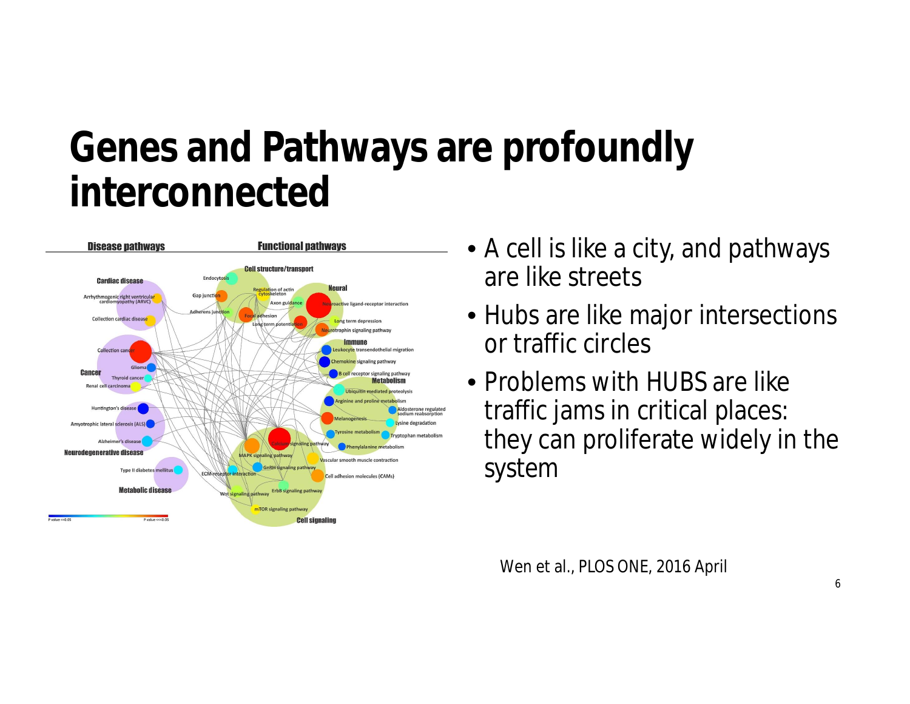# Genes and Pathways are profoundly interconnected

- A cell is like a city, and pathways are like streets
- Hubs are like major intersections or traffic circles
- Problems with HUBS are like traffic jams in critical places: they can proliferate widely in the system

Wen et al., PLOS ONE, 2016 April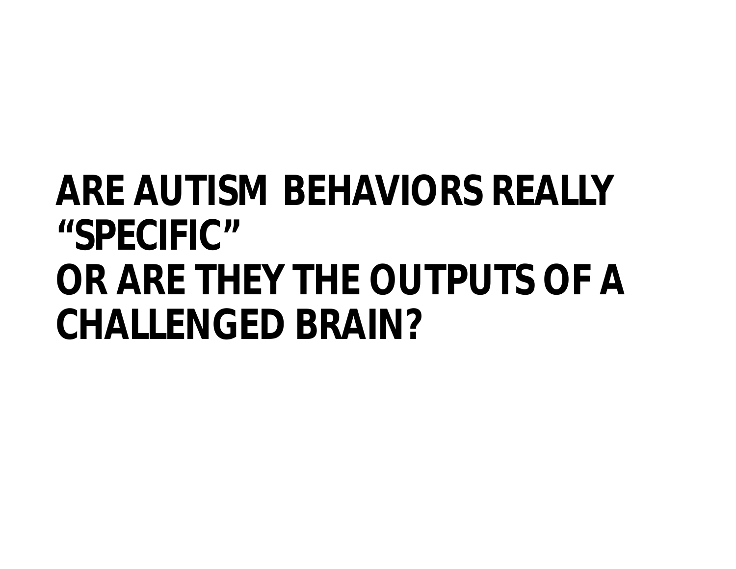# ARE AUTISM BEHAVIORS REALLY "SPECIFIC" OR ARE THEY THE OUTPUTS OF A CHALLENGED BRAIN?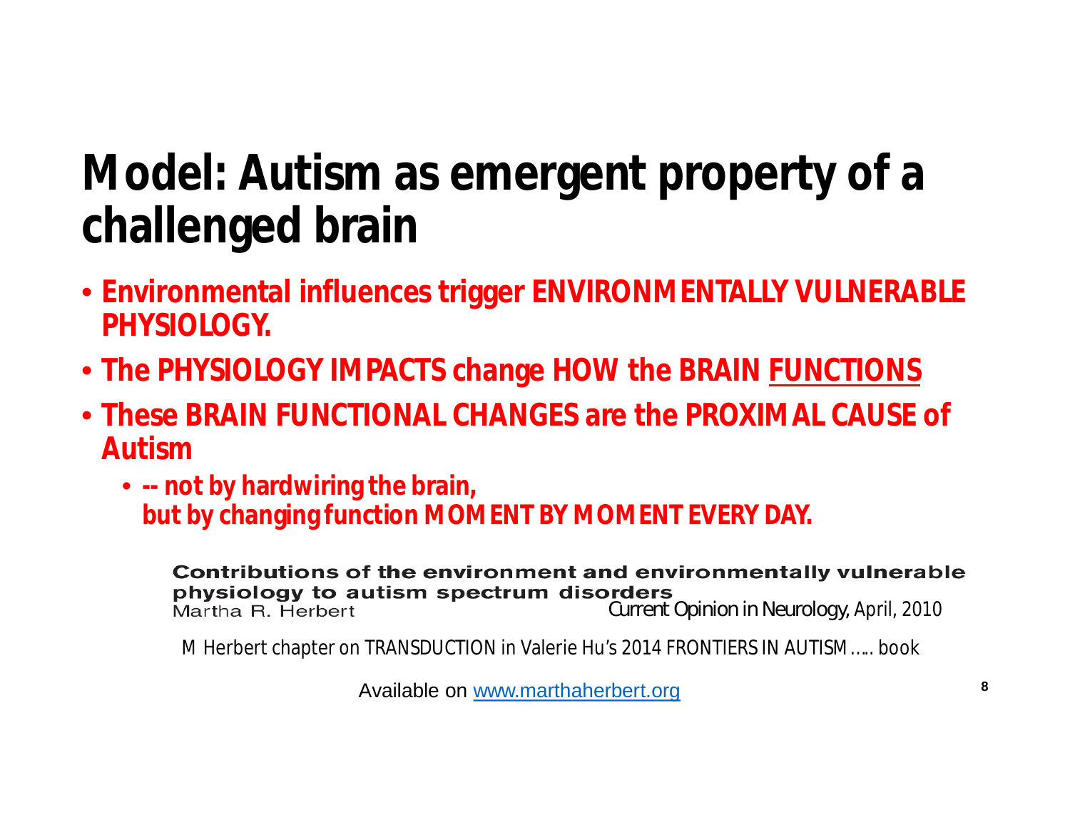# Model: Autism as emergent property of a challenged brain

- **Environmental influences trigger ENVIRONMENTALLY VULNERABLE PHYSIOLOGY.**
- **The PHYSIOLOGY IMPACTS change HOW the BRAIN FUNCTIONS**
- **These BRAIN FUNCTIONAL CHANGES are the PROXIMAL CAUSE of Autism**
  - **-- not by hardwiring the brain, but by changing function MOMENT BY MOMENT EVERY DAY.**

**Contributions of the environment and environmentally vulnerable physiology to autism spectrum disorders**
Martha R. Herbert — *Current Opinion in Neurology*, April, 2010

M Herbert chapter on TRANSDUCTION in Valerie Hu's 2014 FRONTIERS IN AUTISM….. book

Available on www.marthaherbert.org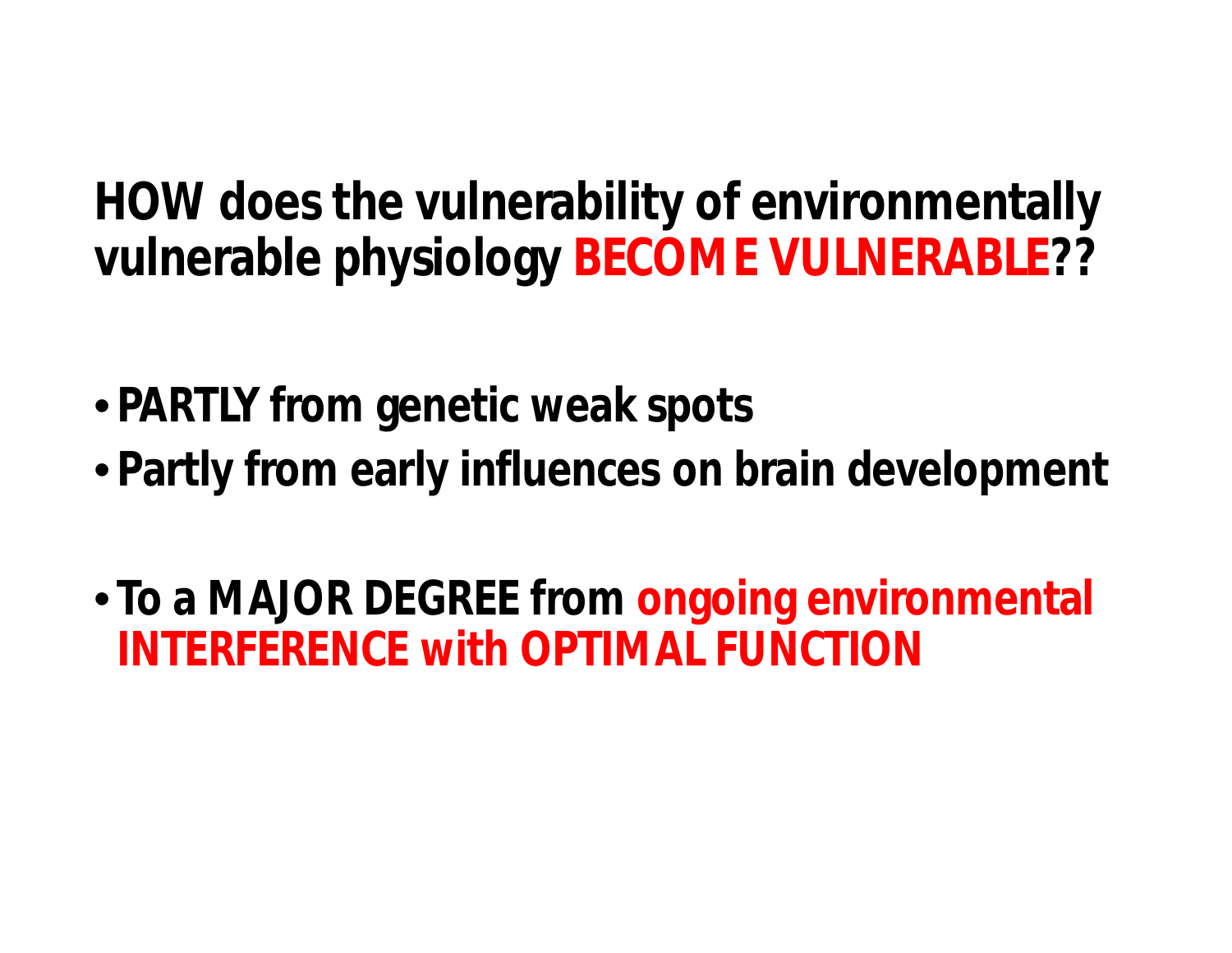## HOW does the vulnerability of environmentally vulnerable physiology **BECOME VULNERABLE**??

- **PARTLY from genetic weak spots**
- **Partly from early influences on brain development**

- **To a MAJOR DEGREE from ongoing environmental INTERFERENCE with OPTIMAL FUNCTION**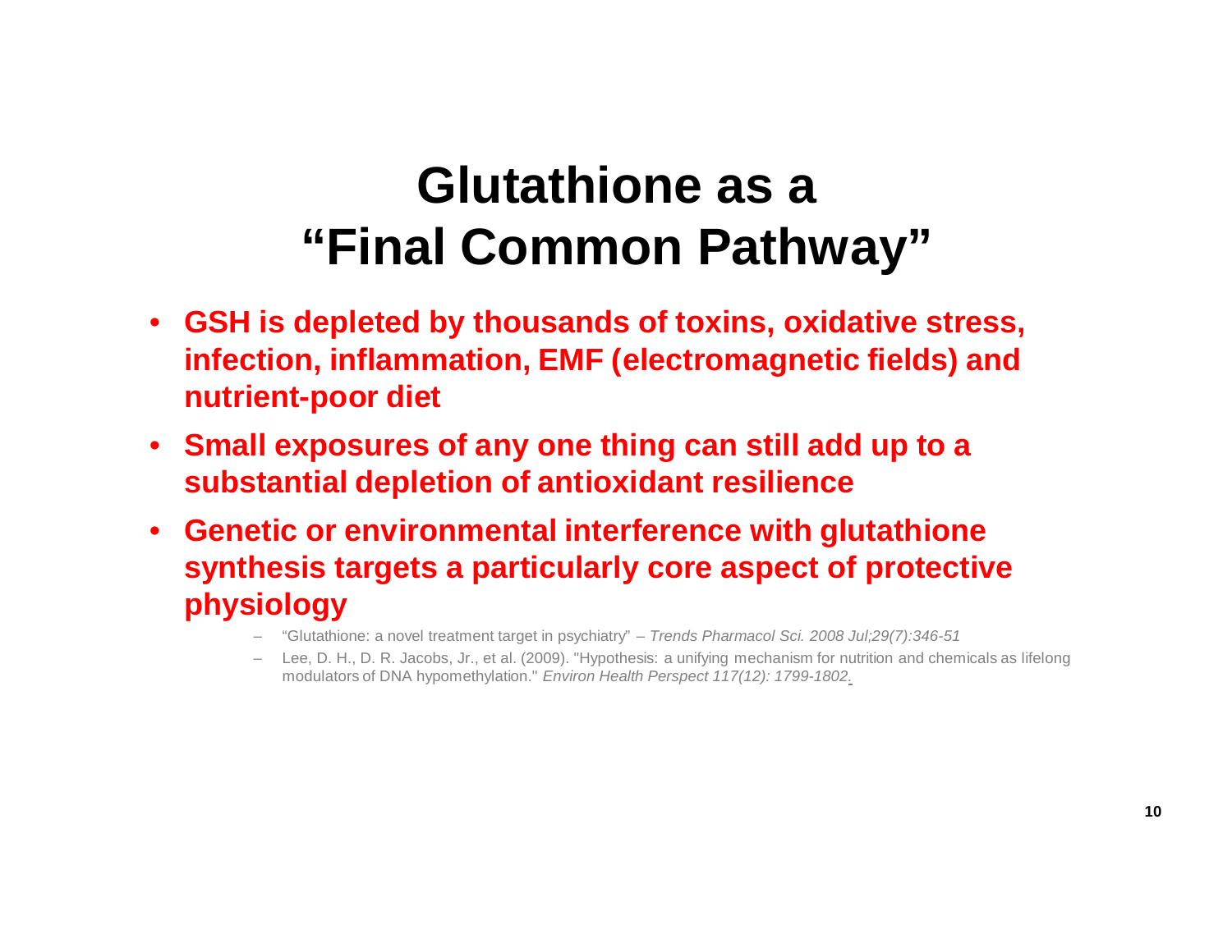# Glutathione as a "Final Common Pathway"

- **GSH is depleted by thousands of toxins, oxidative stress, infection, inflammation, EMF (electromagnetic fields) and nutrient-poor diet**
- **Small exposures of any one thing can still add up to a substantial depletion of antioxidant resilience**
- **Genetic or environmental interference with glutathione synthesis targets a particularly core aspect of protective physiology**
  - "Glutathione: a novel treatment target in psychiatry" – *Trends Pharmacol Sci. 2008 Jul;29(7):346-51*
  - Lee, D. H., D. R. Jacobs, Jr., et al. (2009). "Hypothesis: a unifying mechanism for nutrition and chemicals as lifelong modulators of DNA hypomethylation." *Environ Health Perspect 117(12): 1799-1802.*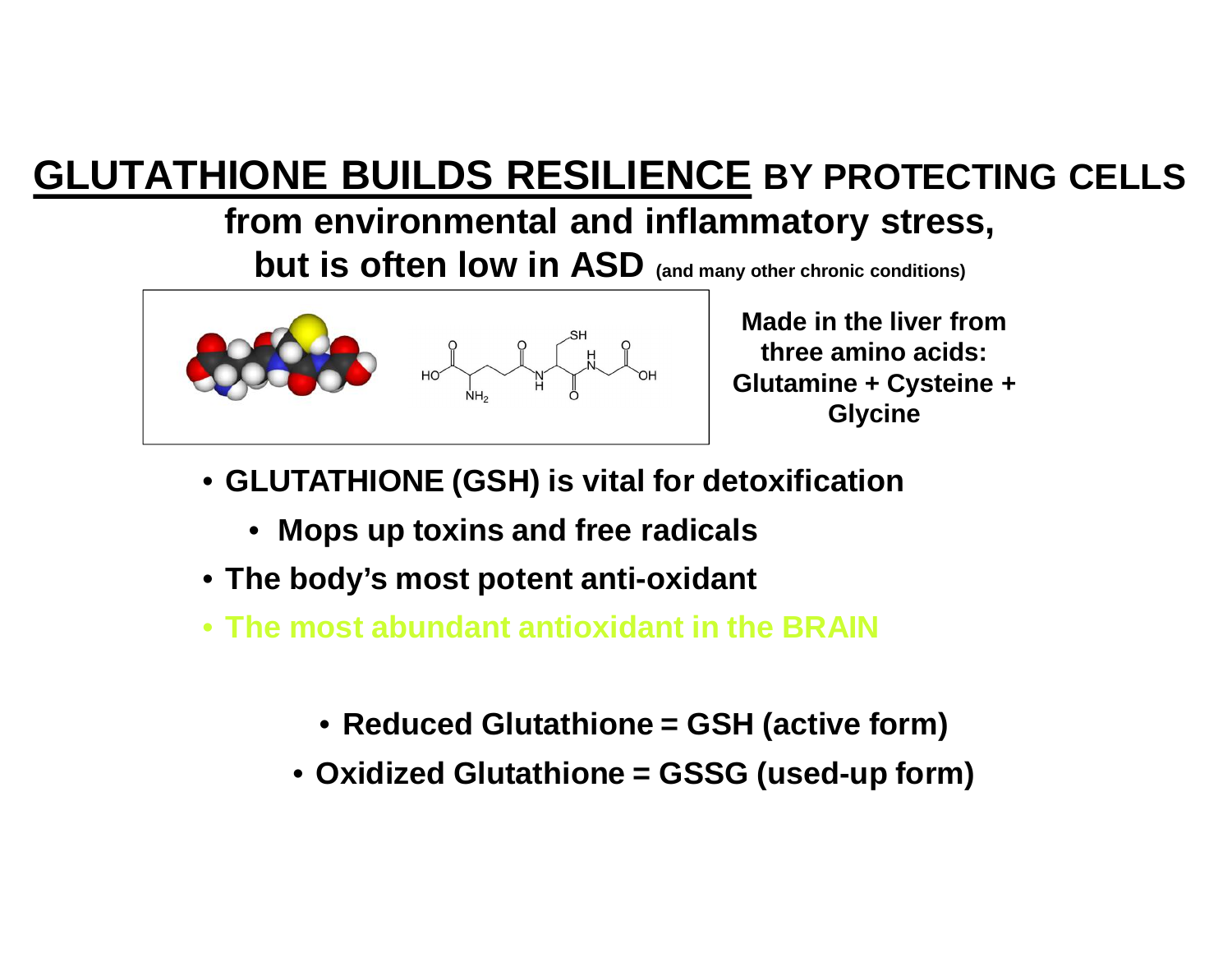# **GLUTATHIONE BUILDS RESILIENCE** BY PROTECTING CELLS from environmental and inflammatory stress, but is often low in ASD (and many other chronic conditions)

**Made in the liver from three amino acids: Glutamine + Cysteine + Glycine**

- **GLUTATHIONE (GSH) is vital for detoxification**
  - **Mops up toxins and free radicals**
- **The body's most potent anti-oxidant**
- **The most abundant antioxidant in the BRAIN**

- **Reduced Glutathione = GSH (active form)**
- **Oxidized Glutathione = GSSG (used-up form)**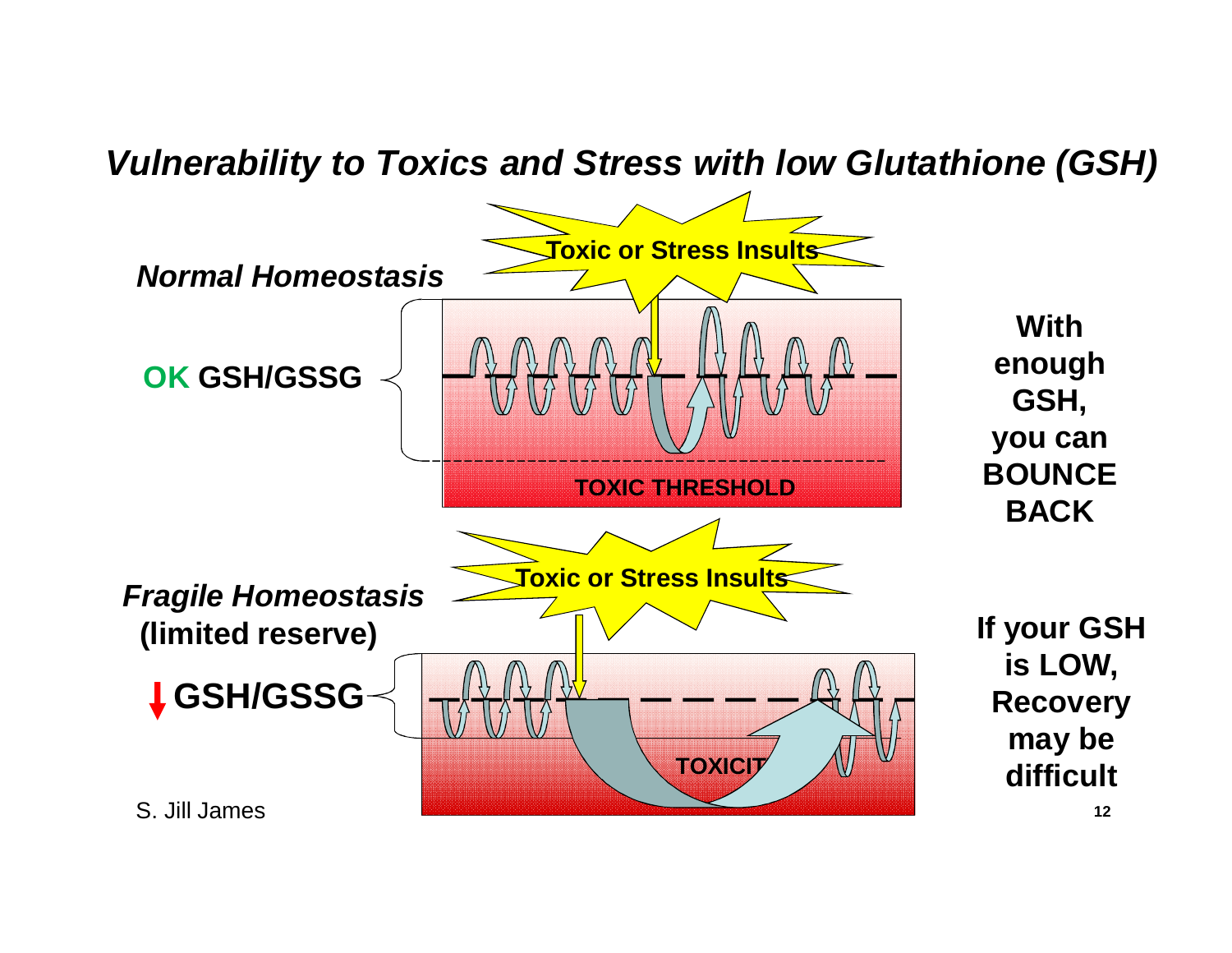# *Vulnerability to Toxics and Stress with low Glutathione (GSH)*

***Normal Homeostasis***

**OK GSH/GSSG**

**Toxic or Stress Insults**

**TOXIC THRESHOLD**

**With enough GSH, you can BOUNCE BACK**

***Fragile Homeostasis* (limited reserve)**

**↓GSH/GSSG**

**Toxic or Stress Insults**

**TOXICIT**

**If your GSH is LOW, Recovery may be difficult**

S. Jill James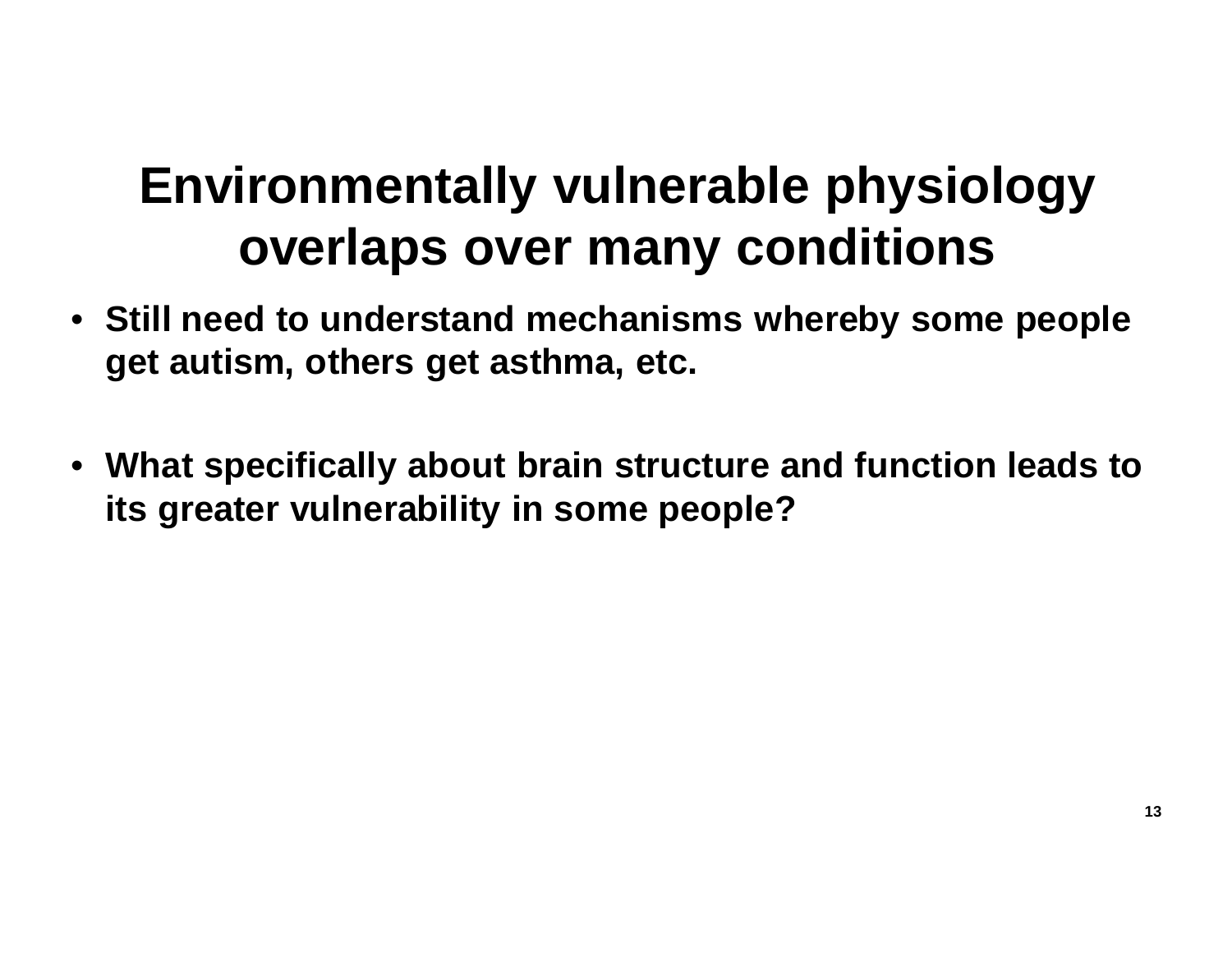# Environmentally vulnerable physiology overlaps over many conditions

- **Still need to understand mechanisms whereby some people get autism, others get asthma, etc.**

- **What specifically about brain structure and function leads to its greater vulnerability in some people?**